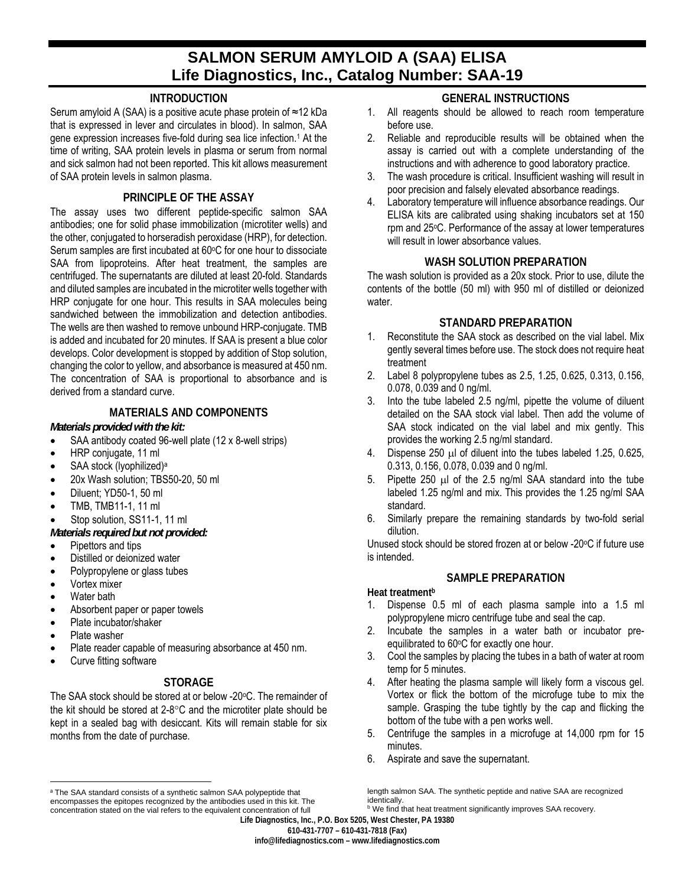# SALMON SERUM AMYLOID A (SAA) ELISA
## Life Diagnostics, Inc., Catalog Number: SAA-19

### INTRODUCTION

Serum amyloid A (SAA) is a positive acute phase protein of ≈12 kDa that is expressed in lever and circulates in blood). In salmon, SAA gene expression increases five-fold during sea lice infection.[1] At the time of writing, SAA protein levels in plasma or serum from normal and sick salmon had not been reported. This kit allows measurement of SAA protein levels in salmon plasma.

### PRINCIPLE OF THE ASSAY

The assay uses two different peptide-specific salmon SAA antibodies; one for solid phase immobilization (microtiter wells) and the other, conjugated to horseradish peroxidase (HRP), for detection. Serum samples are first incubated at 60°C for one hour to dissociate SAA from lipoproteins. After heat treatment, the samples are centrifuged. The supernatants are diluted at least 20-fold. Standards and diluted samples are incubated in the microtiter wells together with HRP conjugate for one hour. This results in SAA molecules being sandwiched between the immobilization and detection antibodies. The wells are then washed to remove unbound HRP-conjugate. TMB is added and incubated for 20 minutes. If SAA is present a blue color develops. Color development is stopped by addition of Stop solution, changing the color to yellow, and absorbance is measured at 450 nm. The concentration of SAA is proportional to absorbance and is derived from a standard curve.

### MATERIALS AND COMPONENTS

***Materials provided with the kit:***

- SAA antibody coated 96-well plate (12 x 8-well strips)
- HRP conjugate, 11 ml
- SAA stock (lyophilized)[a]
- 20x Wash solution; TBS50-20, 50 ml
- Diluent; YD50-1, 50 ml
- TMB, TMB11-1, 11 ml
- Stop solution, SS11-1, 11 ml

***Materials required but not provided:***

- Pipettors and tips
- Distilled or deionized water
- Polypropylene or glass tubes
- Vortex mixer
- Water bath
- Absorbent paper or paper towels
- Plate incubator/shaker
- Plate washer
- Plate reader capable of measuring absorbance at 450 nm.
- Curve fitting software

### STORAGE

The SAA stock should be stored at or below -20°C. The remainder of the kit should be stored at 2-8°C and the microtiter plate should be kept in a sealed bag with desiccant. Kits will remain stable for six months from the date of purchase.

### GENERAL INSTRUCTIONS

1. All reagents should be allowed to reach room temperature before use.
2. Reliable and reproducible results will be obtained when the assay is carried out with a complete understanding of the instructions and with adherence to good laboratory practice.
3. The wash procedure is critical. Insufficient washing will result in poor precision and falsely elevated absorbance readings.
4. Laboratory temperature will influence absorbance readings. Our ELISA kits are calibrated using shaking incubators set at 150 rpm and 25°C. Performance of the assay at lower temperatures will result in lower absorbance values.

### WASH SOLUTION PREPARATION

The wash solution is provided as a 20x stock. Prior to use, dilute the contents of the bottle (50 ml) with 950 ml of distilled or deionized water.

### STANDARD PREPARATION

1. Reconstitute the SAA stock as described on the vial label. Mix gently several times before use. The stock does not require heat treatment
2. Label 8 polypropylene tubes as 2.5, 1.25, 0.625, 0.313, 0.156, 0.078, 0.039 and 0 ng/ml.
3. Into the tube labeled 2.5 ng/ml, pipette the volume of diluent detailed on the SAA stock vial label. Then add the volume of SAA stock indicated on the vial label and mix gently. This provides the working 2.5 ng/ml standard.
4. Dispense 250 µl of diluent into the tubes labeled 1.25, 0.625, 0.313, 0.156, 0.078, 0.039 and 0 ng/ml.
5. Pipette 250 µl of the 2.5 ng/ml SAA standard into the tube labeled 1.25 ng/ml and mix. This provides the 1.25 ng/ml SAA standard.
6. Similarly prepare the remaining standards by two-fold serial dilution.

Unused stock should be stored frozen at or below -20°C if future use is intended.

### SAMPLE PREPARATION

**Heat treatment[b]**

1. Dispense 0.5 ml of each plasma sample into a 1.5 ml polypropylene micro centrifuge tube and seal the cap.
2. Incubate the samples in a water bath or incubator pre-equilibrated to 60°C for exactly one hour.
3. Cool the samples by placing the tubes in a bath of water at room temp for 5 minutes.
4. After heating the plasma sample will likely form a viscous gel. Vortex or flick the bottom of the microfuge tube to mix the sample. Grasping the tube tightly by the cap and flicking the bottom of the tube with a pen works well.
5. Centrifuge the samples in a microfuge at 14,000 rpm for 15 minutes.
6. Aspirate and save the supernatant.

---

[a] The SAA standard consists of a synthetic salmon SAA polypeptide that encompasses the epitopes recognized by the antibodies used in this kit. The concentration stated on the vial refers to the equivalent concentration of full length salmon SAA. The synthetic peptide and native SAA are recognized identically.

[b] We find that heat treatment significantly improves SAA recovery.

**Life Diagnostics, Inc., P.O. Box 5205, West Chester, PA 19380**
**610-431-7707 – 610-431-7818 (Fax)**
**info@lifediagnostics.com – www.lifediagnostics.com**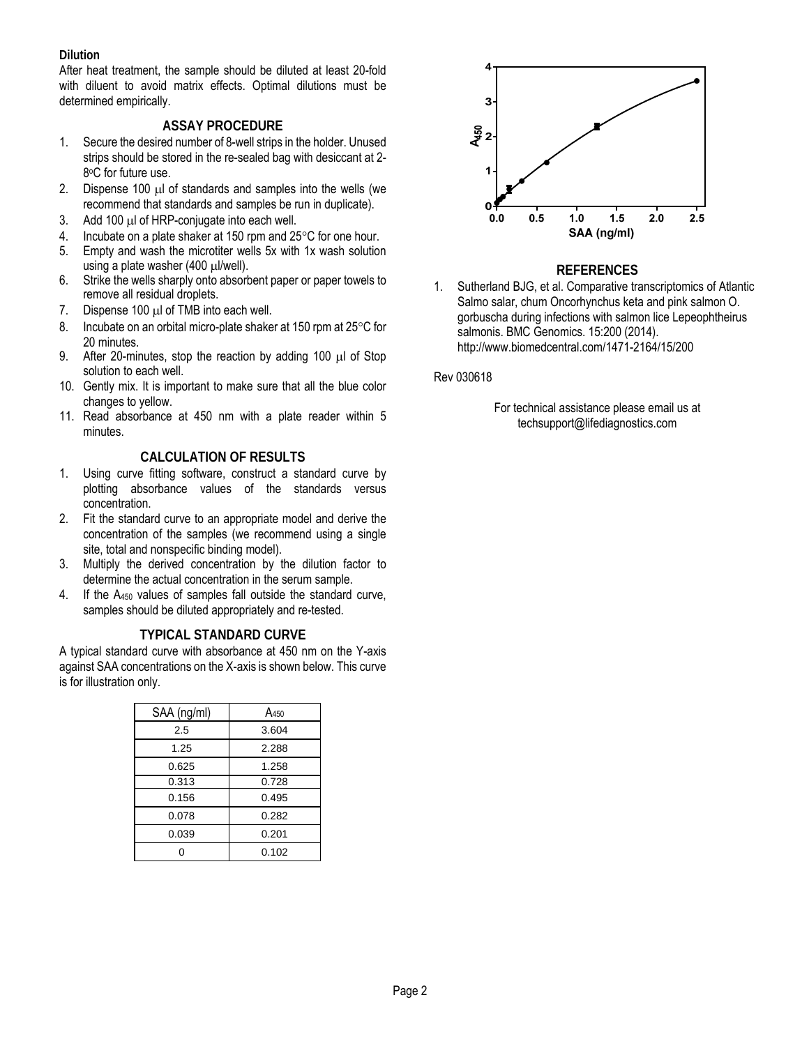**Dilution**

After heat treatment, the sample should be diluted at least 20-fold with diluent to avoid matrix effects. Optimal dilutions must be determined empirically.

## ASSAY PROCEDURE

1. Secure the desired number of 8-well strips in the holder. Unused strips should be stored in the re-sealed bag with desiccant at 2-8°C for future use.
2. Dispense 100 μl of standards and samples into the wells (we recommend that standards and samples be run in duplicate).
3. Add 100 μl of HRP-conjugate into each well.
4. Incubate on a plate shaker at 150 rpm and 25°C for one hour.
5. Empty and wash the microtiter wells 5x with 1x wash solution using a plate washer (400 μl/well).
6. Strike the wells sharply onto absorbent paper or paper towels to remove all residual droplets.
7. Dispense 100 μl of TMB into each well.
8. Incubate on an orbital micro-plate shaker at 150 rpm at 25°C for 20 minutes.
9. After 20-minutes, stop the reaction by adding 100 μl of Stop solution to each well.
10. Gently mix. It is important to make sure that all the blue color changes to yellow.
11. Read absorbance at 450 nm with a plate reader within 5 minutes.

## CALCULATION OF RESULTS

1. Using curve fitting software, construct a standard curve by plotting absorbance values of the standards versus concentration.
2. Fit the standard curve to an appropriate model and derive the concentration of the samples (we recommend using a single site, total and nonspecific binding model).
3. Multiply the derived concentration by the dilution factor to determine the actual concentration in the serum sample.
4. If the $A_{450}$ values of samples fall outside the standard curve, samples should be diluted appropriately and re-tested.

## TYPICAL STANDARD CURVE

A typical standard curve with absorbance at 450 nm on the Y-axis against SAA concentrations on the X-axis is shown below. This curve is for illustration only.

| SAA (ng/ml) | $A_{450}$ |
|---|---|
| 2.5 | 3.604 |
| 1.25 | 2.288 |
| 0.625 | 1.258 |
| 0.313 | 0.728 |
| 0.156 | 0.495 |
| 0.078 | 0.282 |
| 0.039 | 0.201 |
| 0 | 0.102 |

$A_{450}$
4
3
2
1
0
0.0 0.5 1.0 1.5 2.0 2.5
SAA (ng/ml)

## REFERENCES

1. Sutherland BJG, et al. Comparative transcriptomics of Atlantic Salmo salar, chum Oncorhynchus keta and pink salmon O. gorbuscha during infections with salmon lice Lepeophtheirus salmonis. BMC Genomics. 15:200 (2014). http://www.biomedcentral.com/1471-2164/15/200

Rev 030618

For technical assistance please email us at techsupport@lifediagnostics.com